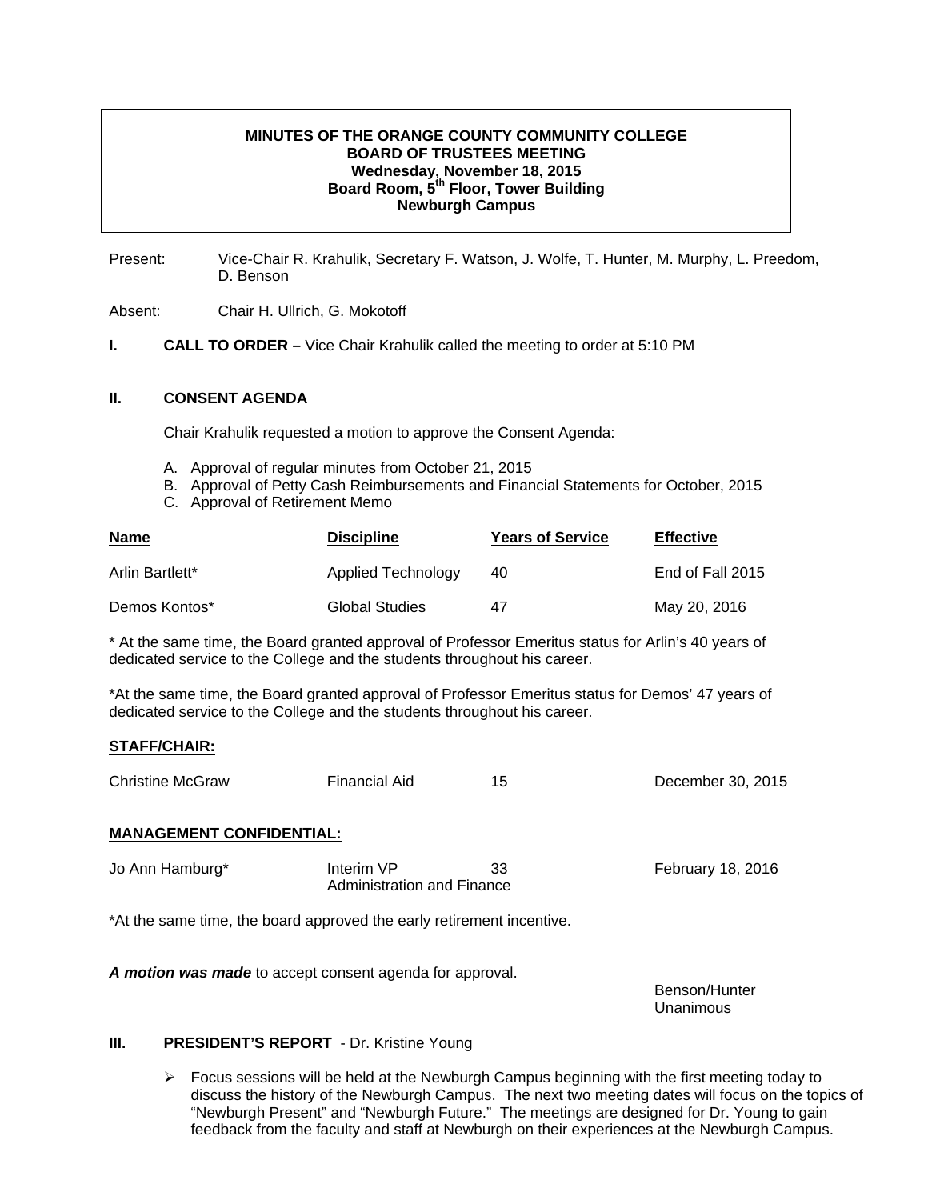**MINUTES OF THE ORANGE COUNTY COMMUNITY COLLEGE**
**BOARD OF TRUSTEES MEETING**
**Wednesday, November 18, 2015**
**Board Room, 5th Floor, Tower Building**
**Newburgh Campus**

Present: Vice-Chair R. Krahulik, Secretary F. Watson, J. Wolfe, T. Hunter, M. Murphy, L. Preedom, D. Benson

Absent: Chair H. Ullrich, G. Mokotoff

**I. CALL TO ORDER –** Vice Chair Krahulik called the meeting to order at 5:10 PM

**II. CONSENT AGENDA**

Chair Krahulik requested a motion to approve the Consent Agenda:

A. Approval of regular minutes from October 21, 2015
B. Approval of Petty Cash Reimbursements and Financial Statements for October, 2015
C. Approval of Retirement Memo

| Name | Discipline | Years of Service | Effective |
|---|---|---|---|
| Arlin Bartlett* | Applied Technology | 40 | End of Fall 2015 |
| Demos Kontos* | Global Studies | 47 | May 20, 2016 |

* At the same time, the Board granted approval of Professor Emeritus status for Arlin's 40 years of dedicated service to the College and the students throughout his career.

*At the same time, the Board granted approval of Professor Emeritus status for Demos' 47 years of dedicated service to the College and the students throughout his career.

**STAFF/CHAIR:**

| | | | |
|---|---|---|---|
| Christine McGraw | Financial Aid | 15 | December 30, 2015 |

**MANAGEMENT CONFIDENTIAL:**

| | | | |
|---|---|---|---|
| Jo Ann Hamburg* | Interim VP Administration and Finance | 33 | February 18, 2016 |

*At the same time, the board approved the early retirement incentive.

***A motion was made*** to accept consent agenda for approval.

Benson/Hunter
Unanimous

**III. PRESIDENT'S REPORT** - Dr. Kristine Young

- Focus sessions will be held at the Newburgh Campus beginning with the first meeting today to discuss the history of the Newburgh Campus. The next two meeting dates will focus on the topics of "Newburgh Present" and "Newburgh Future." The meetings are designed for Dr. Young to gain feedback from the faculty and staff at Newburgh on their experiences at the Newburgh Campus.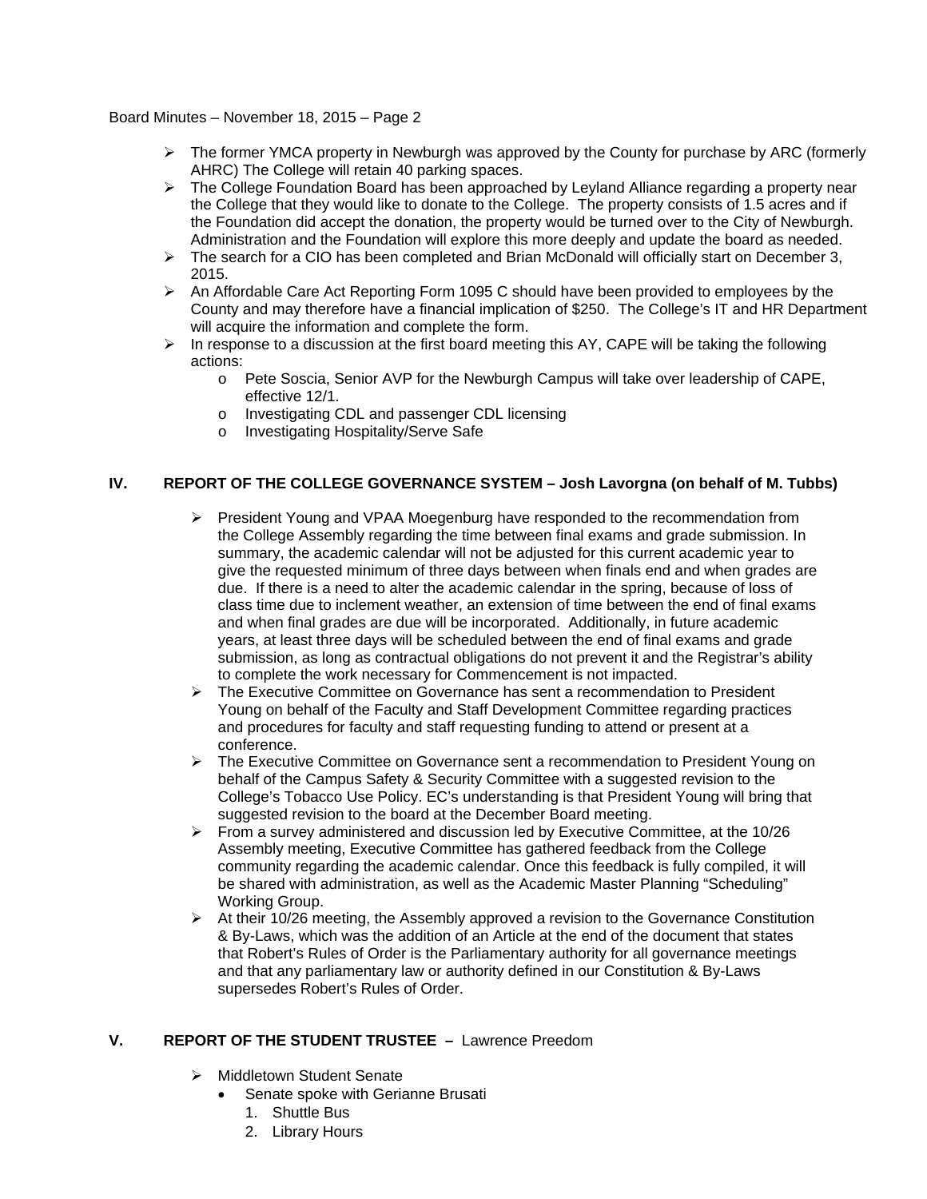- The former YMCA property in Newburgh was approved by the County for purchase by ARC (formerly AHRC) The College will retain 40 parking spaces.
- The College Foundation Board has been approached by Leyland Alliance regarding a property near the College that they would like to donate to the College. The property consists of 1.5 acres and if the Foundation did accept the donation, the property would be turned over to the City of Newburgh. Administration and the Foundation will explore this more deeply and update the board as needed.
- The search for a CIO has been completed and Brian McDonald will officially start on December 3, 2015.
- An Affordable Care Act Reporting Form 1095 C should have been provided to employees by the County and may therefore have a financial implication of $250. The College's IT and HR Department will acquire the information and complete the form.
- In response to a discussion at the first board meeting this AY, CAPE will be taking the following actions:
  - Pete Soscia, Senior AVP for the Newburgh Campus will take over leadership of CAPE, effective 12/1.
  - Investigating CDL and passenger CDL licensing
  - Investigating Hospitality/Serve Safe

## IV. REPORT OF THE COLLEGE GOVERNANCE SYSTEM – Josh Lavorgna (on behalf of M. Tubbs)

- President Young and VPAA Moegenburg have responded to the recommendation from the College Assembly regarding the time between final exams and grade submission. In summary, the academic calendar will not be adjusted for this current academic year to give the requested minimum of three days between when finals end and when grades are due. If there is a need to alter the academic calendar in the spring, because of loss of class time due to inclement weather, an extension of time between the end of final exams and when final grades are due will be incorporated. Additionally, in future academic years, at least three days will be scheduled between the end of final exams and grade submission, as long as contractual obligations do not prevent it and the Registrar's ability to complete the work necessary for Commencement is not impacted.
- The Executive Committee on Governance has sent a recommendation to President Young on behalf of the Faculty and Staff Development Committee regarding practices and procedures for faculty and staff requesting funding to attend or present at a conference.
- The Executive Committee on Governance sent a recommendation to President Young on behalf of the Campus Safety & Security Committee with a suggested revision to the College's Tobacco Use Policy. EC's understanding is that President Young will bring that suggested revision to the board at the December Board meeting.
- From a survey administered and discussion led by Executive Committee, at the 10/26 Assembly meeting, Executive Committee has gathered feedback from the College community regarding the academic calendar. Once this feedback is fully compiled, it will be shared with administration, as well as the Academic Master Planning "Scheduling" Working Group.
- At their 10/26 meeting, the Assembly approved a revision to the Governance Constitution & By-Laws, which was the addition of an Article at the end of the document that states that Robert's Rules of Order is the Parliamentary authority for all governance meetings and that any parliamentary law or authority defined in our Constitution & By-Laws supersedes Robert's Rules of Order.

## V. REPORT OF THE STUDENT TRUSTEE – Lawrence Preedom

- Middletown Student Senate
  - Senate spoke with Gerianne Brusati
    1. Shuttle Bus
    2. Library Hours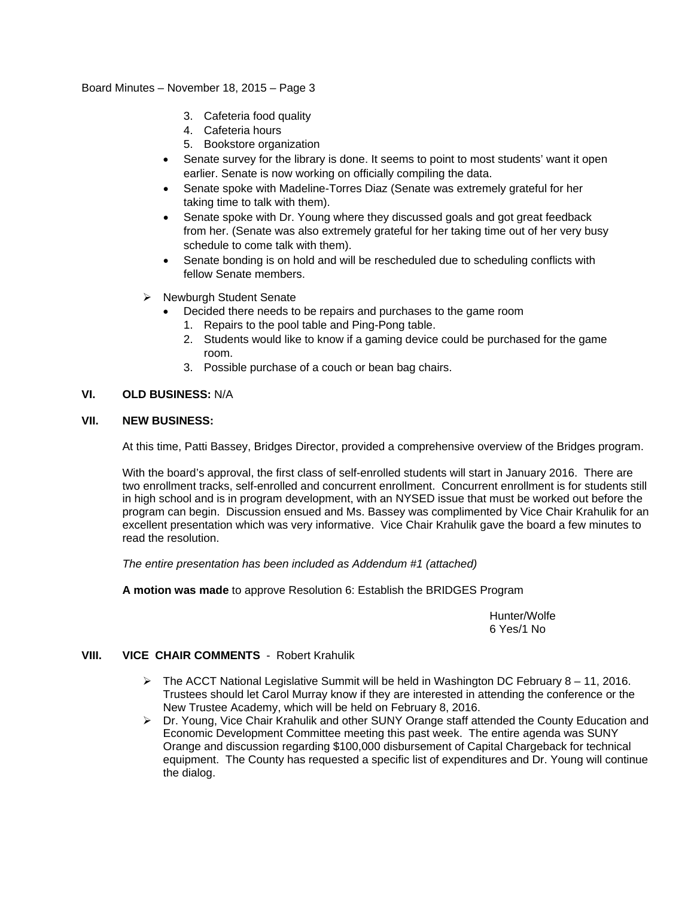3. Cafeteria food quality
4. Cafeteria hours
5. Bookstore organization

- Senate survey for the library is done. It seems to point to most students' want it open earlier. Senate is now working on officially compiling the data.
- Senate spoke with Madeline-Torres Diaz (Senate was extremely grateful for her taking time to talk with them).
- Senate spoke with Dr. Young where they discussed goals and got great feedback from her. (Senate was also extremely grateful for her taking time out of her very busy schedule to come talk with them).
- Senate bonding is on hold and will be rescheduled due to scheduling conflicts with fellow Senate members.

➢ Newburgh Student Senate

- Decided there needs to be repairs and purchases to the game room
  1. Repairs to the pool table and Ping-Pong table.
  2. Students would like to know if a gaming device could be purchased for the game room.
  3. Possible purchase of a couch or bean bag chairs.

**VI. OLD BUSINESS:** N/A

**VII. NEW BUSINESS:**

At this time, Patti Bassey, Bridges Director, provided a comprehensive overview of the Bridges program.

With the board's approval, the first class of self-enrolled students will start in January 2016. There are two enrollment tracks, self-enrolled and concurrent enrollment. Concurrent enrollment is for students still in high school and is in program development, with an NYSED issue that must be worked out before the program can begin. Discussion ensued and Ms. Bassey was complimented by Vice Chair Krahulik for an excellent presentation which was very informative. Vice Chair Krahulik gave the board a few minutes to read the resolution.

*The entire presentation has been included as Addendum #1 (attached)*

**A motion was made** to approve Resolution 6: Establish the BRIDGES Program

Hunter/Wolfe
6 Yes/1 No

**VIII. VICE CHAIR COMMENTS** - Robert Krahulik

➢ The ACCT National Legislative Summit will be held in Washington DC February 8 – 11, 2016. Trustees should let Carol Murray know if they are interested in attending the conference or the New Trustee Academy, which will be held on February 8, 2016.

➢ Dr. Young, Vice Chair Krahulik and other SUNY Orange staff attended the County Education and Economic Development Committee meeting this past week. The entire agenda was SUNY Orange and discussion regarding $100,000 disbursement of Capital Chargeback for technical equipment. The County has requested a specific list of expenditures and Dr. Young will continue the dialog.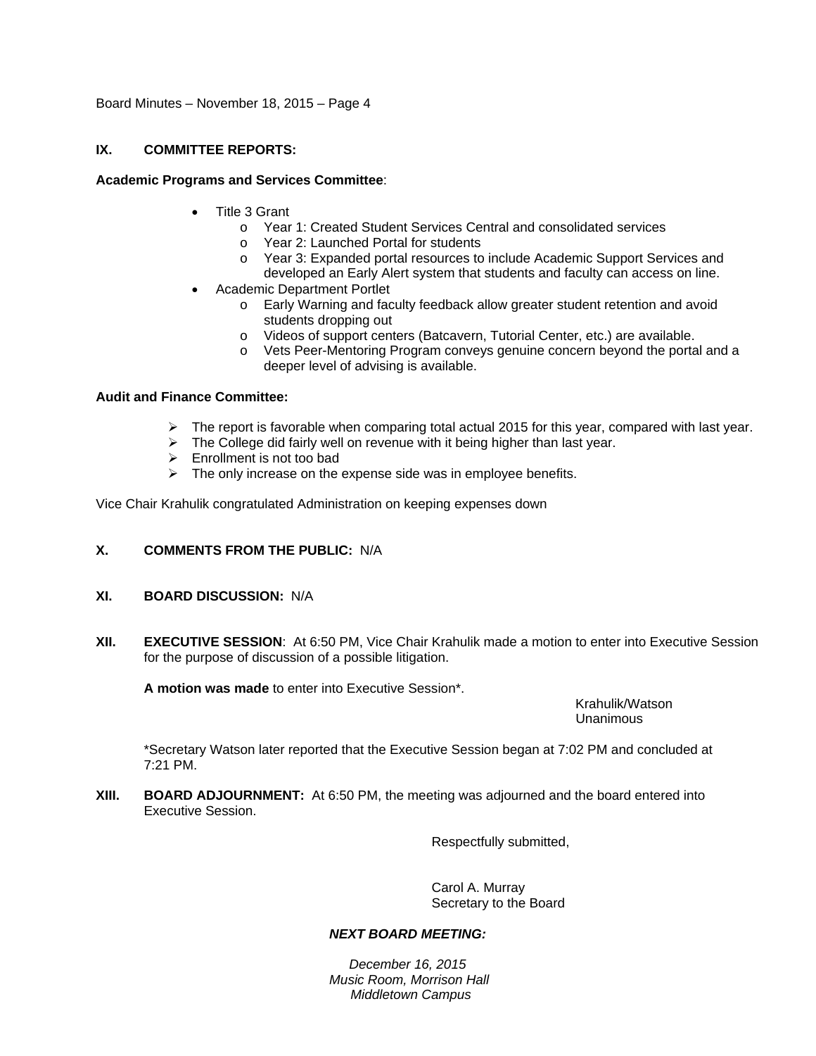## IX. COMMITTEE REPORTS:

**Academic Programs and Services Committee**:

- Title 3 Grant
  - Year 1: Created Student Services Central and consolidated services
  - Year 2: Launched Portal for students
  - Year 3: Expanded portal resources to include Academic Support Services and developed an Early Alert system that students and faculty can access on line.
- Academic Department Portlet
  - Early Warning and faculty feedback allow greater student retention and avoid students dropping out
  - Videos of support centers (Batcavern, Tutorial Center, etc.) are available.
  - Vets Peer-Mentoring Program conveys genuine concern beyond the portal and a deeper level of advising is available.

**Audit and Finance Committee:**

- The report is favorable when comparing total actual 2015 for this year, compared with last year.
- The College did fairly well on revenue with it being higher than last year.
- Enrollment is not too bad
- The only increase on the expense side was in employee benefits.

Vice Chair Krahulik congratulated Administration on keeping expenses down

## X. COMMENTS FROM THE PUBLIC: N/A

## XI. BOARD DISCUSSION: N/A

## XII. EXECUTIVE SESSION

**EXECUTIVE SESSION**: At 6:50 PM, Vice Chair Krahulik made a motion to enter into Executive Session for the purpose of discussion of a possible litigation.

**A motion was made** to enter into Executive Session*.

Krahulik/Watson
Unanimous

*Secretary Watson later reported that the Executive Session began at 7:02 PM and concluded at 7:21 PM.

## XIII. BOARD ADJOURNMENT

**BOARD ADJOURNMENT:** At 6:50 PM, the meeting was adjourned and the board entered into Executive Session.

Respectfully submitted,

Carol A. Murray
Secretary to the Board

***NEXT BOARD MEETING:***

*December 16, 2015*
*Music Room, Morrison Hall*
*Middletown Campus*